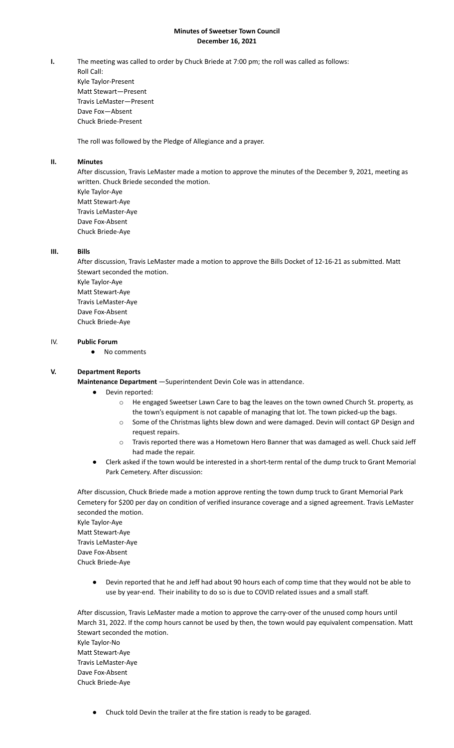# Minutes of Sweetser Town Council
## December 16, 2021

**I.** The meeting was called to order by Chuck Briede at 7:00 pm; the roll was called as follows:

Roll Call:
Kyle Taylor-Present
Matt Stewart—Present
Travis LeMaster—Present
Dave Fox—Absent
Chuck Briede-Present

The roll was followed by the Pledge of Allegiance and a prayer.

**II. Minutes**

After discussion, Travis LeMaster made a motion to approve the minutes of the December 9, 2021, meeting as written. Chuck Briede seconded the motion.
Kyle Taylor-Aye
Matt Stewart-Aye
Travis LeMaster-Aye
Dave Fox-Absent
Chuck Briede-Aye

**III. Bills**

After discussion, Travis LeMaster made a motion to approve the Bills Docket of 12-16-21 as submitted. Matt Stewart seconded the motion.
Kyle Taylor-Aye
Matt Stewart-Aye
Travis LeMaster-Aye
Dave Fox-Absent
Chuck Briede-Aye

IV. **Public Forum**

- No comments

**V. Department Reports**

**Maintenance Department** —Superintendent Devin Cole was in attendance.

- Devin reported:
  - He engaged Sweetser Lawn Care to bag the leaves on the town owned Church St. property, as the town's equipment is not capable of managing that lot. The town picked-up the bags.
  - Some of the Christmas lights blew down and were damaged. Devin will contact GP Design and request repairs.
  - Travis reported there was a Hometown Hero Banner that was damaged as well. Chuck said Jeff had made the repair.
- Clerk asked if the town would be interested in a short-term rental of the dump truck to Grant Memorial Park Cemetery. After discussion:

After discussion, Chuck Briede made a motion approve renting the town dump truck to Grant Memorial Park Cemetery for $200 per day on condition of verified insurance coverage and a signed agreement. Travis LeMaster seconded the motion.
Kyle Taylor-Aye
Matt Stewart-Aye
Travis LeMaster-Aye
Dave Fox-Absent
Chuck Briede-Aye

- Devin reported that he and Jeff had about 90 hours each of comp time that they would not be able to use by year-end. Their inability to do so is due to COVID related issues and a small staff.

After discussion, Travis LeMaster made a motion to approve the carry-over of the unused comp hours until March 31, 2022. If the comp hours cannot be used by then, the town would pay equivalent compensation. Matt Stewart seconded the motion.
Kyle Taylor-No
Matt Stewart-Aye
Travis LeMaster-Aye
Dave Fox-Absent
Chuck Briede-Aye

- Chuck told Devin the trailer at the fire station is ready to be garaged.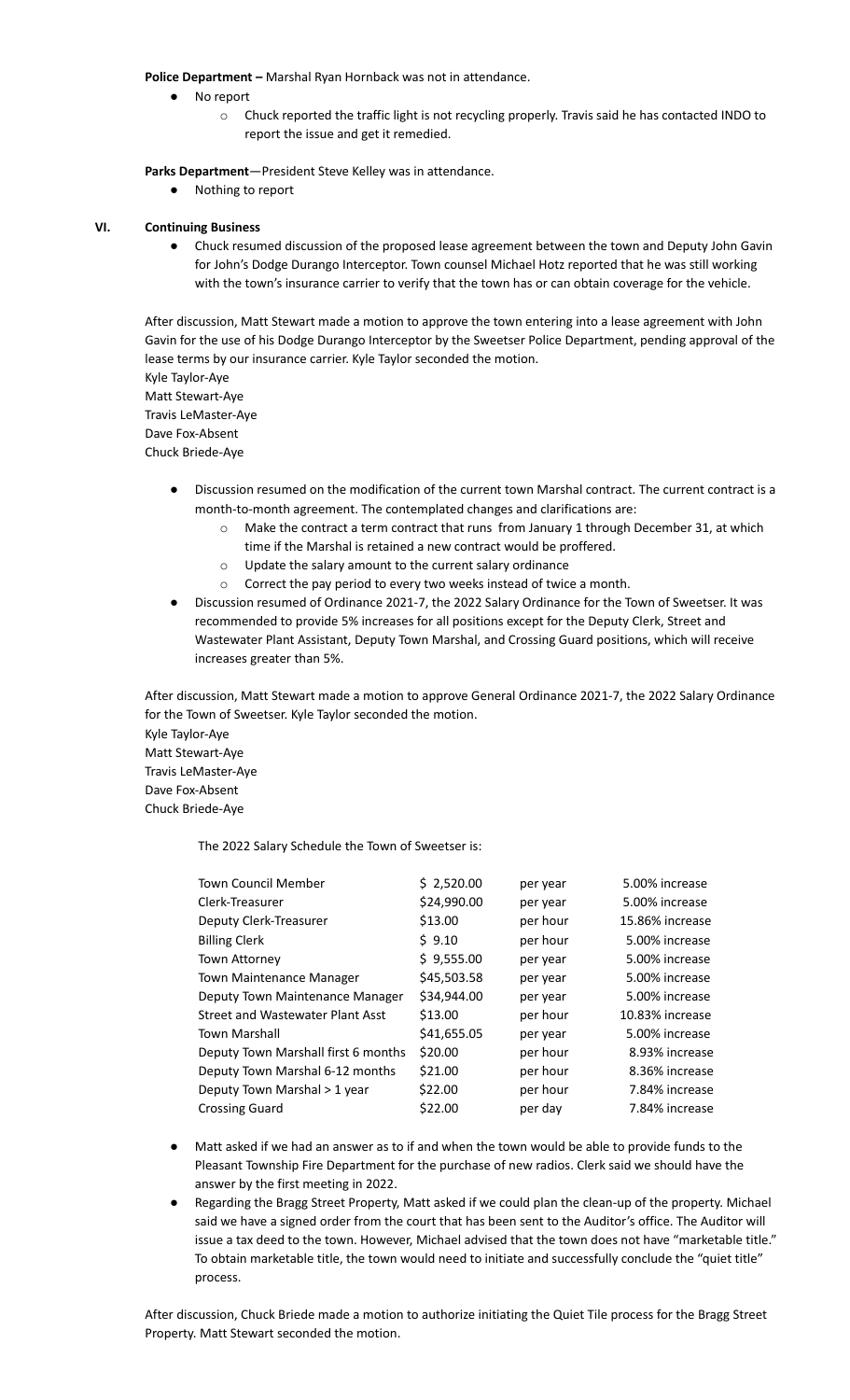**Police Department –** Marshal Ryan Hornback was not in attendance.

- No report
  - Chuck reported the traffic light is not recycling properly. Travis said he has contacted INDO to report the issue and get it remedied.

**Parks Department**—President Steve Kelley was in attendance.

- Nothing to report

## VI. Continuing Business

- Chuck resumed discussion of the proposed lease agreement between the town and Deputy John Gavin for John's Dodge Durango Interceptor. Town counsel Michael Hotz reported that he was still working with the town's insurance carrier to verify that the town has or can obtain coverage for the vehicle.

After discussion, Matt Stewart made a motion to approve the town entering into a lease agreement with John Gavin for the use of his Dodge Durango Interceptor by the Sweetser Police Department, pending approval of the lease terms by our insurance carrier. Kyle Taylor seconded the motion.
Kyle Taylor-Aye
Matt Stewart-Aye
Travis LeMaster-Aye
Dave Fox-Absent
Chuck Briede-Aye

- Discussion resumed on the modification of the current town Marshal contract. The current contract is a month-to-month agreement. The contemplated changes and clarifications are:
  - Make the contract a term contract that runs from January 1 through December 31, at which time if the Marshal is retained a new contract would be proffered.
  - Update the salary amount to the current salary ordinance
  - Correct the pay period to every two weeks instead of twice a month.
- Discussion resumed of Ordinance 2021-7, the 2022 Salary Ordinance for the Town of Sweetser. It was recommended to provide 5% increases for all positions except for the Deputy Clerk, Street and Wastewater Plant Assistant, Deputy Town Marshal, and Crossing Guard positions, which will receive increases greater than 5%.

After discussion, Matt Stewart made a motion to approve General Ordinance 2021-7, the 2022 Salary Ordinance for the Town of Sweetser. Kyle Taylor seconded the motion.
Kyle Taylor-Aye
Matt Stewart-Aye
Travis LeMaster-Aye
Dave Fox-Absent
Chuck Briede-Aye

The 2022 Salary Schedule the Town of Sweetser is:

| Position | Amount | Period | Increase |
|---|---|---|---|
| Town Council Member | $ 2,520.00 | per year | 5.00% increase |
| Clerk-Treasurer | $24,990.00 | per year | 5.00% increase |
| Deputy Clerk-Treasurer | $13.00 | per hour | 15.86% increase |
| Billing Clerk | $ 9.10 | per hour | 5.00% increase |
| Town Attorney | $ 9,555.00 | per year | 5.00% increase |
| Town Maintenance Manager | $45,503.58 | per year | 5.00% increase |
| Deputy Town Maintenance Manager | $34,944.00 | per year | 5.00% increase |
| Street and Wastewater Plant Asst | $13.00 | per hour | 10.83% increase |
| Town Marshall | $41,655.05 | per year | 5.00% increase |
| Deputy Town Marshall first 6 months | $20.00 | per hour | 8.93% increase |
| Deputy Town Marshal 6-12 months | $21.00 | per hour | 8.36% increase |
| Deputy Town Marshal > 1 year | $22.00 | per hour | 7.84% increase |
| Crossing Guard | $22.00 | per day | 7.84% increase |

- Matt asked if we had an answer as to if and when the town would be able to provide funds to the Pleasant Township Fire Department for the purchase of new radios. Clerk said we should have the answer by the first meeting in 2022.
- Regarding the Bragg Street Property, Matt asked if we could plan the clean-up of the property. Michael said we have a signed order from the court that has been sent to the Auditor's office. The Auditor will issue a tax deed to the town. However, Michael advised that the town does not have "marketable title." To obtain marketable title, the town would need to initiate and successfully conclude the "quiet title" process.

After discussion, Chuck Briede made a motion to authorize initiating the Quiet Tile process for the Bragg Street Property. Matt Stewart seconded the motion.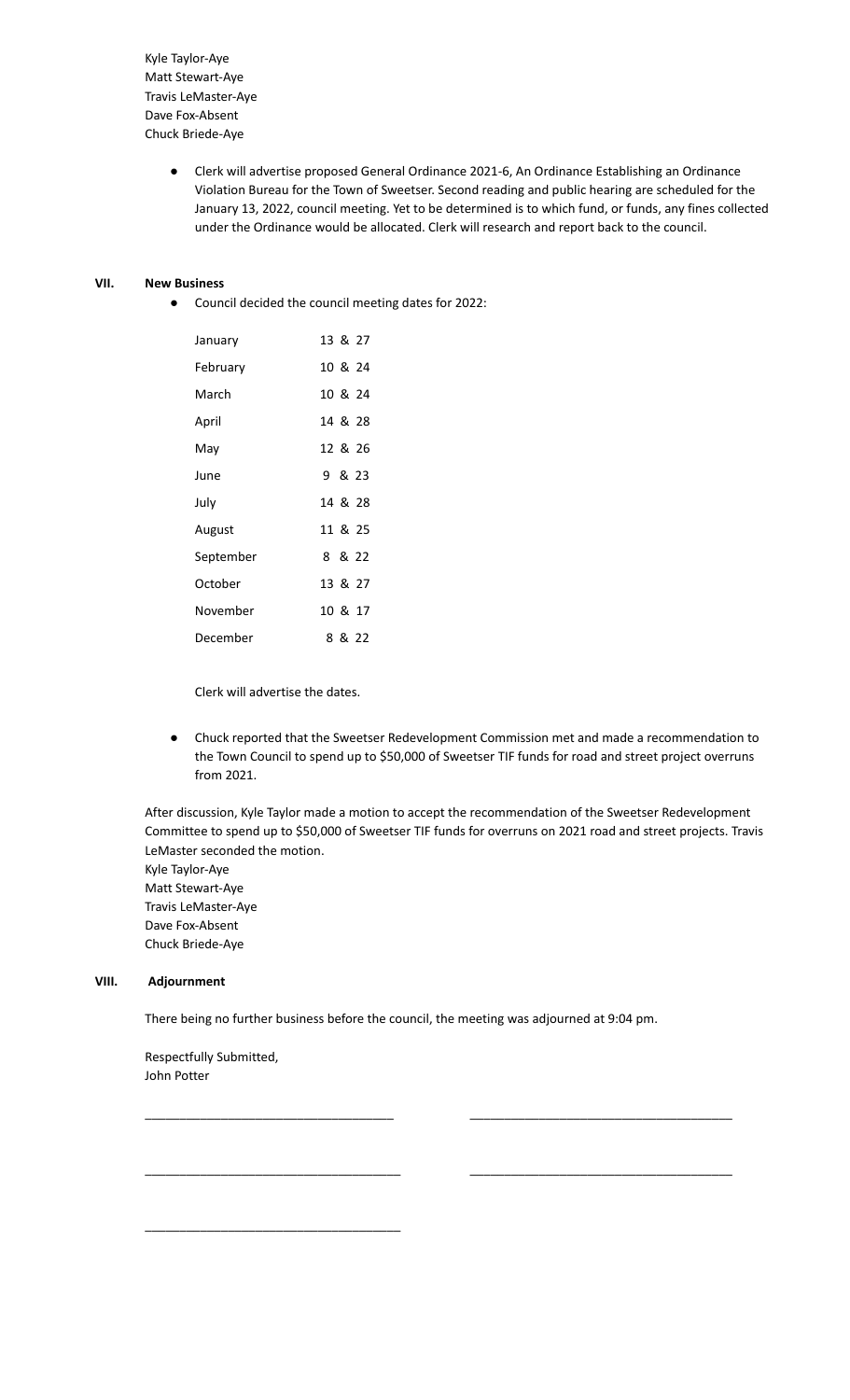Kyle Taylor-Aye
Matt Stewart-Aye
Travis LeMaster-Aye
Dave Fox-Absent
Chuck Briede-Aye

- Clerk will advertise proposed General Ordinance 2021-6, An Ordinance Establishing an Ordinance Violation Bureau for the Town of Sweetser. Second reading and public hearing are scheduled for the January 13, 2022, council meeting. Yet to be determined is to which fund, or funds, any fines collected under the Ordinance would be allocated. Clerk will research and report back to the council.

## VII. New Business

- Council decided the council meeting dates for 2022:

| | |
|---|---|
| January | 13 & 27 |
| February | 10 & 24 |
| March | 10 & 24 |
| April | 14 & 28 |
| May | 12 & 26 |
| June | 9 & 23 |
| July | 14 & 28 |
| August | 11 & 25 |
| September | 8 & 22 |
| October | 13 & 27 |
| November | 10 & 17 |
| December | 8 & 22 |

Clerk will advertise the dates.

- Chuck reported that the Sweetser Redevelopment Commission met and made a recommendation to the Town Council to spend up to $50,000 of Sweetser TIF funds for road and street project overruns from 2021.

After discussion, Kyle Taylor made a motion to accept the recommendation of the Sweetser Redevelopment Committee to spend up to $50,000 of Sweetser TIF funds for overruns on 2021 road and street projects. Travis LeMaster seconded the motion.
Kyle Taylor-Aye
Matt Stewart-Aye
Travis LeMaster-Aye
Dave Fox-Absent
Chuck Briede-Aye

## VIII. Adjournment

There being no further business before the council, the meeting was adjourned at 9:04 pm.

Respectfully Submitted,
John Potter

___________________________________ ___________________________________

___________________________________ ___________________________________

___________________________________